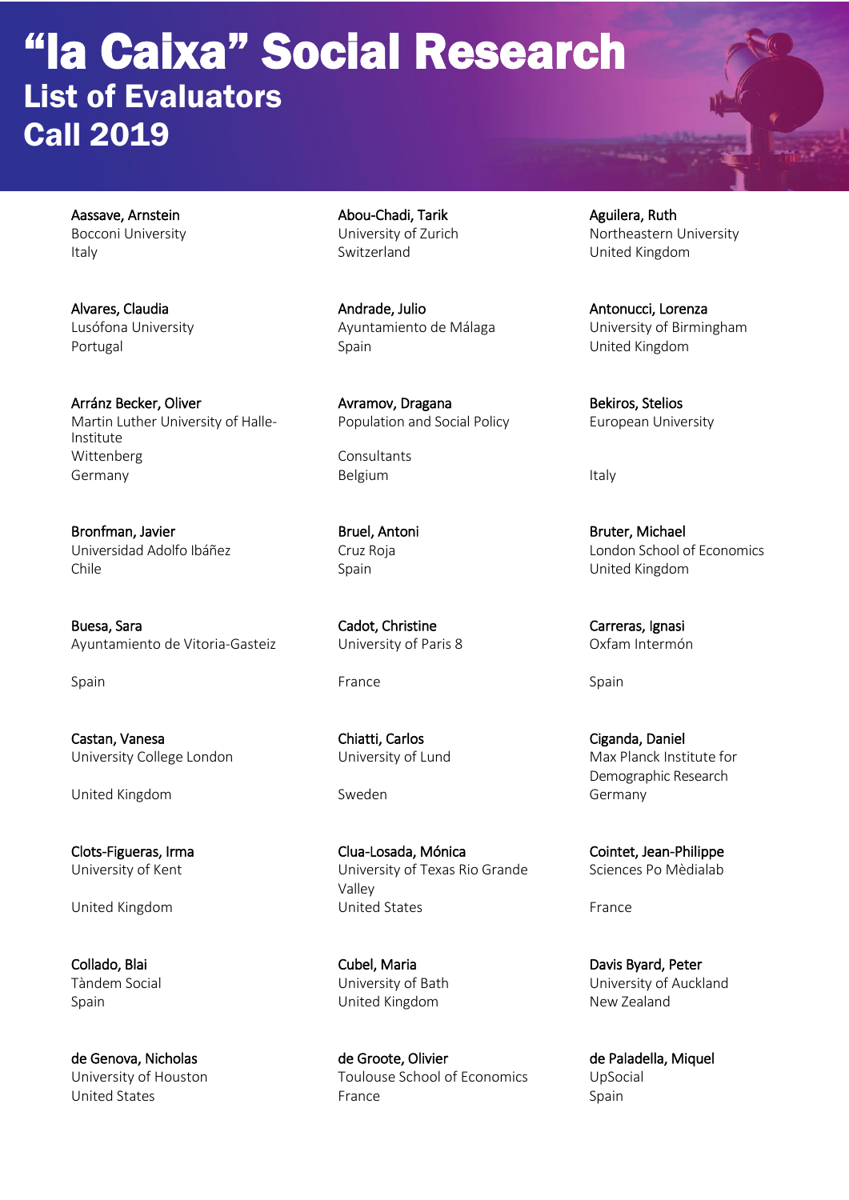# "la Caixa" Social Research

## List of Evaluators

## Call 2019

Aassave, Arnstein
Bocconi University
Italy

Abou-Chadi, Tarik
University of Zurich
Switzerland

Aguilera, Ruth
Northeastern University
United Kingdom

Alvares, Claudia
Lusófona University
Portugal

Andrade, Julio
Ayuntamiento de Málaga
Spain

Antonucci, Lorenza
University of Birmingham
United Kingdom

Arránz Becker, Oliver
Martin Luther University of Halle-Institute
Wittenberg
Germany

Avramov, Dragana
Population and Social Policy
Consultants
Belgium

Bekiros, Stelios
European University
Italy

Bronfman, Javier
Universidad Adolfo Ibáñez
Chile

Bruel, Antoni
Cruz Roja
Spain

Bruter, Michael
London School of Economics
United Kingdom

Buesa, Sara
Ayuntamiento de Vitoria-Gasteiz
Spain

Cadot, Christine
University of Paris 8
France

Carreras, Ignasi
Oxfam Intermón
Spain

Castan, Vanesa
University College London
United Kingdom

Chiatti, Carlos
University of Lund
Sweden

Ciganda, Daniel
Max Planck Institute for Demographic Research
Germany

Clots-Figueras, Irma
University of Kent
United Kingdom

Clua-Losada, Mónica
University of Texas Rio Grande Valley
United States

Cointet, Jean-Philippe
Sciences Po Mèdialab
France

Collado, Blai
Tàndem Social
Spain

Cubel, Maria
University of Bath
United Kingdom

Davis Byard, Peter
University of Auckland
New Zealand

de Genova, Nicholas
University of Houston
United States

de Groote, Olivier
Toulouse School of Economics
France

de Paladella, Miquel
UpSocial
Spain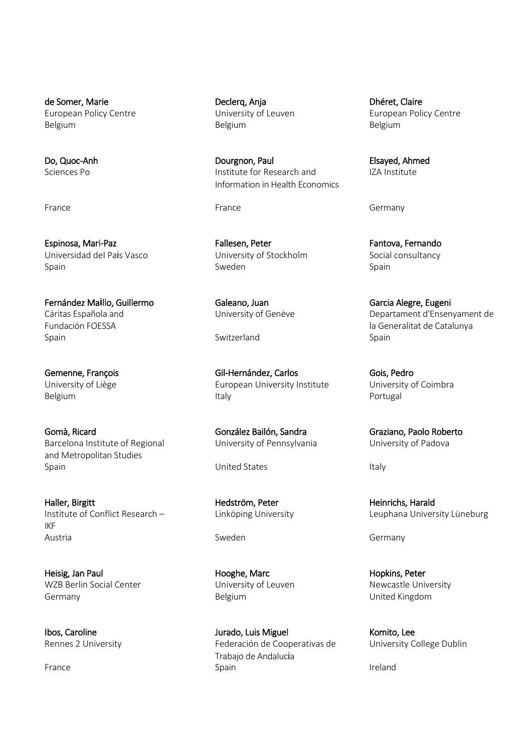de Somer, Marie
European Policy Centre
Belgium

Declerq, Anja
University of Leuven
Belgium

Dhéret, Claire
European Policy Centre
Belgium

Do, Quoc-Anh
Sciences Po
France

Dourgnon, Paul
Institute for Research and Information in Health Economics
France

Elsayed, Ahmed
IZA Institute
Germany

Espinosa, Mari-Paz
Universidad del Pais Vasco
Spain

Fallesen, Peter
University of Stockholm
Sweden

Fantova, Fernando
Social consultancy
Spain

Fernández Maillo, Guillermo
Cáritas Española and Fundación FOESSA
Spain

Galeano, Juan
University of Genève
Switzerland

Garcia Alegre, Eugeni
Departament d'Ensenyament de la Generalitat de Catalunya
Spain

Gemenne, François
University of Liège
Belgium

Gil-Hernández, Carlos
European University Institute
Italy

Gois, Pedro
University of Coimbra
Portugal

Gomà, Ricard
Barcelona Institute of Regional and Metropolitan Studies
Spain

González Bailón, Sandra
University of Pennsylvania
United States

Graziano, Paolo Roberto
University of Padova
Italy

Haller, Birgitt
Institute of Conflict Research – IKF
Austria

Hedström, Peter
Linköping University
Sweden

Heinrichs, Harald
Leuphana University Lüneburg
Germany

Heisig, Jan Paul
WZB Berlin Social Center
Germany

Hooghe, Marc
University of Leuven
Belgium

Hopkins, Peter
Newcastle University
United Kingdom

Ibos, Caroline
Rennes 2 University
France

Jurado, Luis Miguel
Federación de Cooperativas de Trabajo de Andalucia
Spain

Komito, Lee
University College Dublin
Ireland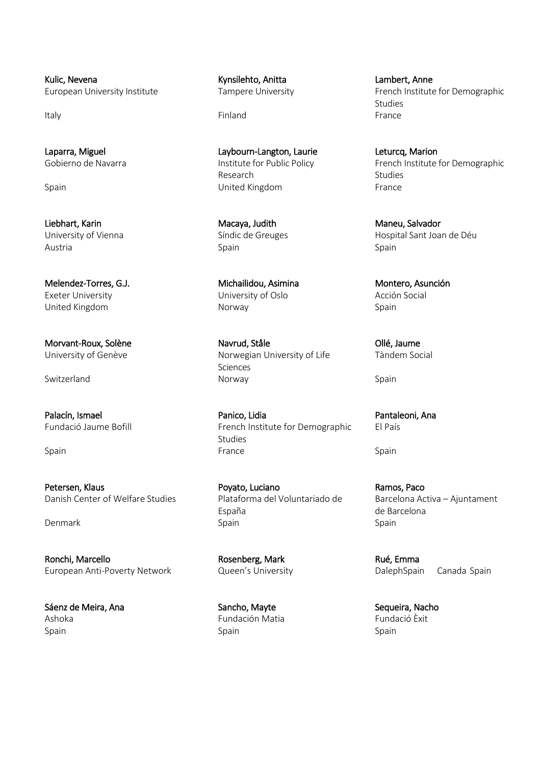**Kulic, Nevena**
European University Institute
Italy

**Kynsilehto, Anitta**
Tampere University
Finland

**Lambert, Anne**
French Institute for Demographic Studies
France

**Laparra, Miguel**
Gobierno de Navarra
Spain

**Laybourn-Langton, Laurie**
Institute for Public Policy Research
United Kingdom

**Leturcq, Marion**
French Institute for Demographic Studies
France

**Liebhart, Karin**
University of Vienna
Austria

**Macaya, Judith**
Síndic de Greuges
Spain

**Maneu, Salvador**
Hospital Sant Joan de Déu
Spain

**Melendez-Torres, G.J.**
Exeter University
United Kingdom

**Michailidou, Asimina**
University of Oslo
Norway

**Montero, Asunción**
Acción Social
Spain

**Morvant-Roux, Solène**
University of Genève
Switzerland

**Navrud, Ståle**
Norwegian University of Life Sciences
Norway

**Ollé, Jaume**
Tàndem Social
Spain

**Palacín, Ismael**
Fundació Jaume Bofill
Spain

**Panico, Lidia**
French Institute for Demographic Studies
France

**Pantaleoni, Ana**
El País
Spain

**Petersen, Klaus**
Danish Center of Welfare Studies
Denmark

**Poyato, Luciano**
Plataforma del Voluntariado de España
Spain

**Ramos, Paco**
Barcelona Activa – Ajuntament de Barcelona
Spain

**Ronchi, Marcello**
European Anti-Poverty Network
Spain

**Rosenberg, Mark**
Queen's University
Canada

**Rué, Emma**
DalephSpain
Spain

**Sáenz de Meira, Ana**
Ashoka
Spain

**Sancho, Mayte**
Fundación Matia
Spain

**Sequeira, Nacho**
Fundació Èxit
Spain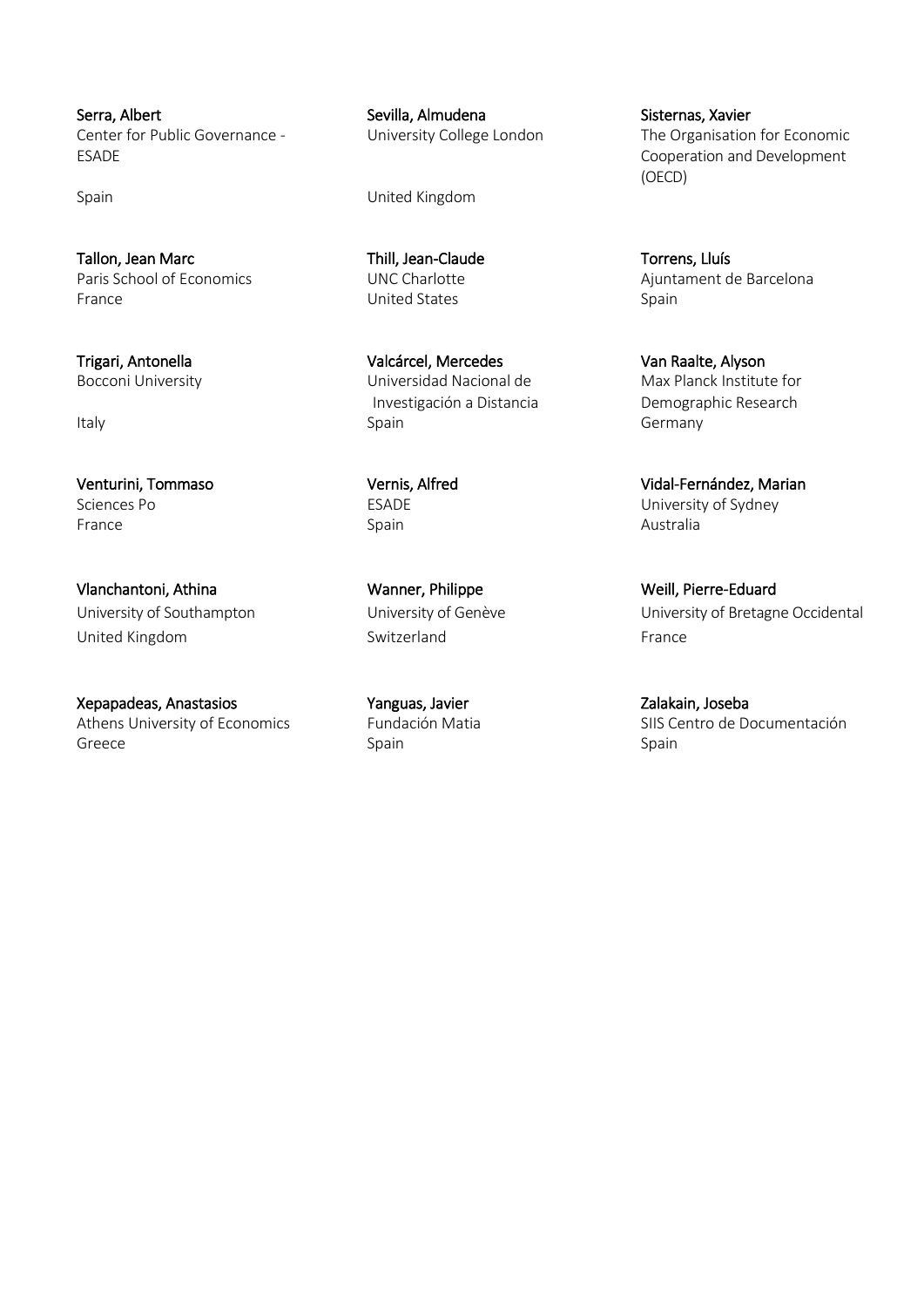**Serra, Albert**
Center for Public Governance - ESADE
Spain

**Sevilla, Almudena**
University College London
United Kingdom

**Sisternas, Xavier**
The Organisation for Economic Cooperation and Development (OECD)

**Tallon, Jean Marc**
Paris School of Economics
France

**Thill, Jean-Claude**
UNC Charlotte
United States

**Torrens, Lluís**
Ajuntament de Barcelona
Spain

**Trigari, Antonella**
Bocconi University
Italy

**Valcárcel, Mercedes**
Universidad Nacional de Investigación a Distancia
Spain

**Van Raalte, Alyson**
Max Planck Institute for Demographic Research
Germany

**Venturini, Tommaso**
Sciences Po
France

**Vernis, Alfred**
ESADE
Spain

**Vidal-Fernández, Marian**
University of Sydney
Australia

**Vlanchantoni, Athina**
University of Southampton
United Kingdom

**Wanner, Philippe**
University of Genève
Switzerland

**Weill, Pierre-Eduard**
University of Bretagne Occidental
France

**Xepapadeas, Anastasios**
Athens University of Economics
Greece

**Yanguas, Javier**
Fundación Matia
Spain

**Zalakain, Joseba**
SIIS Centro de Documentación
Spain